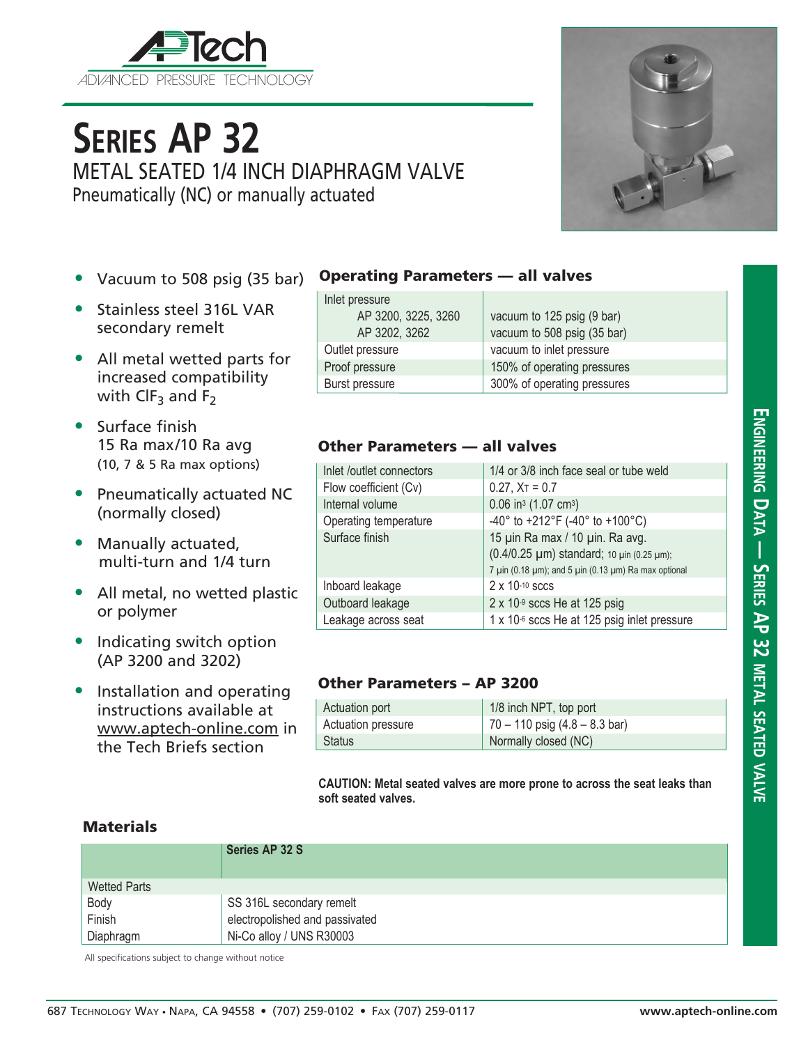# SERIES AP 32

## METAL SEATED 1/4 INCH DIAPHRAGM VALVE

Pneumatically (NC) or manually actuated

- Vacuum to 508 psig (35 bar)
- Stainless steel 316L VAR secondary remelt
- All metal wetted parts for increased compatibility with $ClF_3$ and $F_2$
- Surface finish 15 Ra max/10 Ra avg (10, 7 & 5 Ra max options)
- Pneumatically actuated NC (normally closed)
- Manually actuated, multi-turn and 1/4 turn
- All metal, no wetted plastic or polymer
- Indicating switch option (AP 3200 and 3202)
- Installation and operating instructions available at www.aptech-online.com in the Tech Briefs section

### Operating Parameters — all valves

| | |
|---|---|
| Inlet pressure | |
| AP 3200, 3225, 3260 | vacuum to 125 psig (9 bar) |
| AP 3202, 3262 | vacuum to 508 psig (35 bar) |
| Outlet pressure | vacuum to inlet pressure |
| Proof pressure | 150% of operating pressures |
| Burst pressure | 300% of operating pressures |

### Other Parameters — all valves

| | |
|---|---|
| Inlet /outlet connectors | 1/4 or 3/8 inch face seal or tube weld |
| Flow coefficient (Cv) | 0.27, $X_T$ = 0.7 |
| Internal volume | 0.06 in³ (1.07 cm³) |
| Operating temperature | -40° to +212°F (-40° to +100°C) |
| Surface finish | 15 µin Ra max / 10 µin. Ra avg. (0.4/0.25 µm) standard; 10 µin (0.25 µm); 7 µin (0.18 µm); and 5 µin (0.13 µm) Ra max optional |
| Inboard leakage | $2 \times 10^{-10}$ sccs |
| Outboard leakage | $2 \times 10^{-9}$ sccs He at 125 psig |
| Leakage across seat | $1 \times 10^{-6}$ sccs He at 125 psig inlet pressure |

### Other Parameters – AP 3200

| | |
|---|---|
| Actuation port | 1/8 inch NPT, top port |
| Actuation pressure | 70 – 110 psig (4.8 – 8.3 bar) |
| Status | Normally closed (NC) |

**CAUTION: Metal seated valves are more prone to across the seat leaks than soft seated valves.**

### Materials

| | Series AP 32 S |
|---|---|
| Wetted Parts | |
| Body | SS 316L secondary remelt |
| Finish | electropolished and passivated |
| Diaphragm | Ni-Co alloy / UNS R30003 |

All specifications subject to change without notice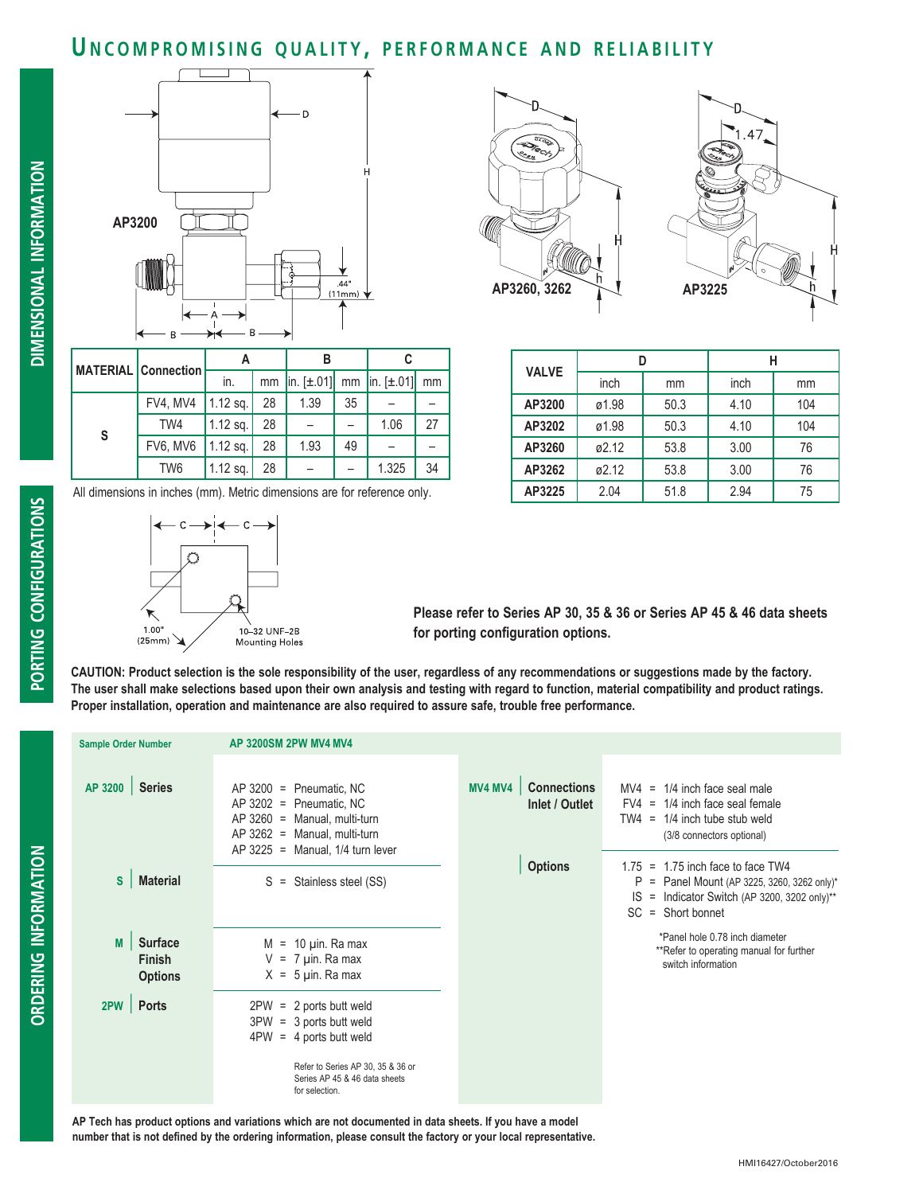# UNCOMPROMISING QUALITY, PERFORMANCE AND RELIABILITY

## DIMENSIONAL INFORMATION

AP3200

AP3260, 3262

AP3225

| MATERIAL | Connection | A | | B | | C | |
|---|---|---|---|---|---|---|---|
| | | in. | mm | in. [±.01] | mm | in. [±.01] | mm |
| S | FV4, MV4 | 1.12 sq. | 28 | 1.39 | 35 | – | – |
| | TW4 | 1.12 sq. | 28 | – | – | 1.06 | 27 |
| | FV6, MV6 | 1.12 sq. | 28 | 1.93 | 49 | – | – |
| | TW6 | 1.12 sq. | 28 | – | – | 1.325 | 34 |

All dimensions in inches (mm). Metric dimensions are for reference only.

| VALVE | D | | H | |
|---|---|---|---|---|
| | inch | mm | inch | mm |
| AP3200 | ø1.98 | 50.3 | 4.10 | 104 |
| AP3202 | ø1.98 | 50.3 | 4.10 | 104 |
| AP3260 | ø2.12 | 53.8 | 3.00 | 76 |
| AP3262 | ø2.12 | 53.8 | 3.00 | 76 |
| AP3225 | 2.04 | 51.8 | 2.94 | 75 |

## PORTING CONFIGURATIONS

1.00" (25mm)

10–32 UNF–2B Mounting Holes

**Please refer to Series AP 30, 35 & 36 or Series AP 45 & 46 data sheets for porting configuration options.**

**CAUTION: Product selection is the sole responsibility of the user, regardless of any recommendations or suggestions made by the factory. The user shall make selections based upon their own analysis and testing with regard to function, material compatibility and product ratings. Proper installation, operation and maintenance are also required to assure safe, trouble free performance.**

## ORDERING INFORMATION

**Sample Order Number** AP 3200SM 2PW MV4 MV4

**AP 3200 | Series**

- AP 3200 = Pneumatic, NC
- AP 3202 = Pneumatic, NC
- AP 3260 = Manual, multi-turn
- AP 3262 = Manual, multi-turn
- AP 3225 = Manual, 1/4 turn lever

**S | Material**

- S = Stainless steel (SS)

**M | Surface Finish Options**

- M = 10 µin. Ra max
- V = 7 µin. Ra max
- X = 5 µin. Ra max

**2PW | Ports**

- 2PW = 2 ports butt weld
- 3PW = 3 ports butt weld
- 4PW = 4 ports butt weld

Refer to Series AP 30, 35 & 36 or Series AP 45 & 46 data sheets for selection.

**MV4 MV4 | Connections Inlet / Outlet**

- MV4 = 1/4 inch face seal male
- FV4 = 1/4 inch face seal female
- TW4 = 1/4 inch tube stub weld

(3/8 connectors optional)

**Options**

- 1.75 = 1.75 inch face to face TW4
- P = Panel Mount (AP 3225, 3260, 3262 only)*
- IS = Indicator Switch (AP 3200, 3202 only)**
- SC = Short bonnet

*Panel hole 0.78 inch diameter
**Refer to operating manual for further switch information

**AP Tech has product options and variations which are not documented in data sheets. If you have a model number that is not defined by the ordering information, please consult the factory or your local representative.**

HMI16427/October2016